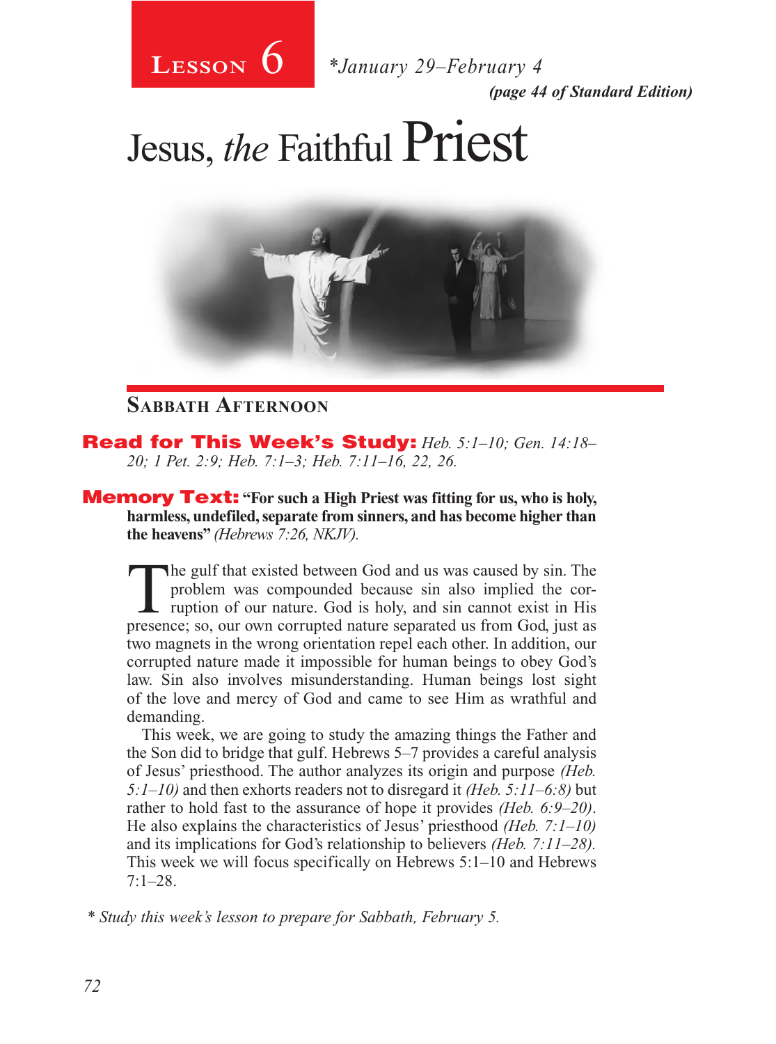**Lesson 6** *January 29–February 4

*(page 44 of Standard Edition)*

# Jesus, *the* Faithful Priest

## Sabbath Afternoon

**Read for This Week's Study:** *Heb. 5:1–10; Gen. 14:18–20; 1 Pet. 2:9; Heb. 7:1–3; Heb. 7:11–16, 22, 26.*

**Memory Text:** **"For such a High Priest was fitting for us, who is holy, harmless, undefiled, separate from sinners, and has become higher than the heavens"** *(Hebrews 7:26, NKJV).*

The gulf that existed between God and us was caused by sin. The problem was compounded because sin also implied the corruption of our nature. God is holy, and sin cannot exist in His presence; so, our own corrupted nature separated us from God, just as two magnets in the wrong orientation repel each other. In addition, our corrupted nature made it impossible for human beings to obey God's law. Sin also involves misunderstanding. Human beings lost sight of the love and mercy of God and came to see Him as wrathful and demanding.

This week, we are going to study the amazing things the Father and the Son did to bridge that gulf. Hebrews 5–7 provides a careful analysis of Jesus' priesthood. The author analyzes its origin and purpose *(Heb. 5:1–10)* and then exhorts readers not to disregard it *(Heb. 5:11–6:8)* but rather to hold fast to the assurance of hope it provides *(Heb. 6:9–20)*. He also explains the characteristics of Jesus' priesthood *(Heb. 7:1–10)* and its implications for God's relationship to believers *(Heb. 7:11–28)*. This week we will focus specifically on Hebrews 5:1–10 and Hebrews 7:1–28.

*\* Study this week's lesson to prepare for Sabbath, February 5.*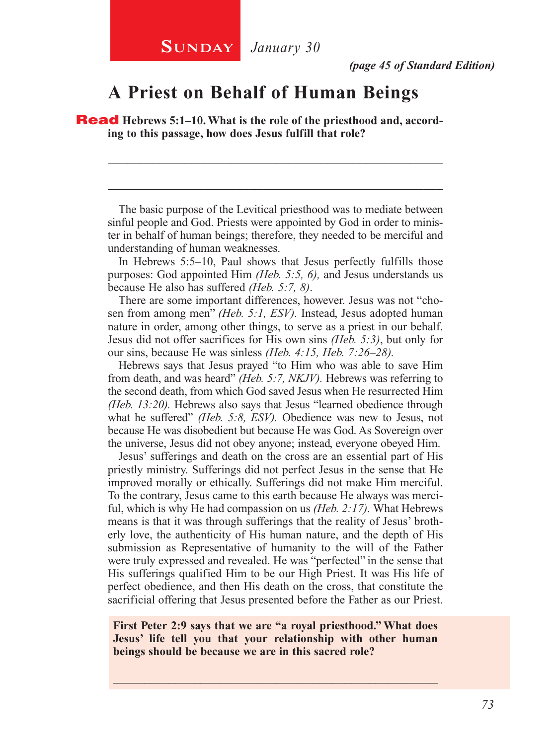**Sunday** *January 30*

*(page 45 of Standard Edition)*

# A Priest on Behalf of Human Beings

**Read Hebrews 5:1–10. What is the role of the priesthood and, according to this passage, how does Jesus fulfill that role?**

_______________________________________________________

_______________________________________________________

The basic purpose of the Levitical priesthood was to mediate between sinful people and God. Priests were appointed by God in order to minister in behalf of human beings; therefore, they needed to be merciful and understanding of human weaknesses.

In Hebrews 5:5–10, Paul shows that Jesus perfectly fulfills those purposes: God appointed Him *(Heb. 5:5, 6),* and Jesus understands us because He also has suffered *(Heb. 5:7, 8)*.

There are some important differences, however. Jesus was not "chosen from among men" *(Heb. 5:1, ESV).* Instead, Jesus adopted human nature in order, among other things, to serve as a priest in our behalf. Jesus did not offer sacrifices for His own sins *(Heb. 5:3)*, but only for our sins, because He was sinless *(Heb. 4:15, Heb. 7:26–28).*

Hebrews says that Jesus prayed "to Him who was able to save Him from death, and was heard" *(Heb. 5:7, NKJV).* Hebrews was referring to the second death, from which God saved Jesus when He resurrected Him *(Heb. 13:20).* Hebrews also says that Jesus "learned obedience through what he suffered" *(Heb. 5:8, ESV).* Obedience was new to Jesus, not because He was disobedient but because He was God. As Sovereign over the universe, Jesus did not obey anyone; instead, everyone obeyed Him.

Jesus' sufferings and death on the cross are an essential part of His priestly ministry. Sufferings did not perfect Jesus in the sense that He improved morally or ethically. Sufferings did not make Him merciful. To the contrary, Jesus came to this earth because He always was merciful, which is why He had compassion on us *(Heb. 2:17).* What Hebrews means is that it was through sufferings that the reality of Jesus' brotherly love, the authenticity of His human nature, and the depth of His submission as Representative of humanity to the will of the Father were truly expressed and revealed. He was "perfected" in the sense that His sufferings qualified Him to be our High Priest. It was His life of perfect obedience, and then His death on the cross, that constitute the sacrificial offering that Jesus presented before the Father as our Priest.

**First Peter 2:9 says that we are "a royal priesthood." What does Jesus' life tell you that your relationship with other human beings should be because we are in this sacred role?**

_______________________________________________________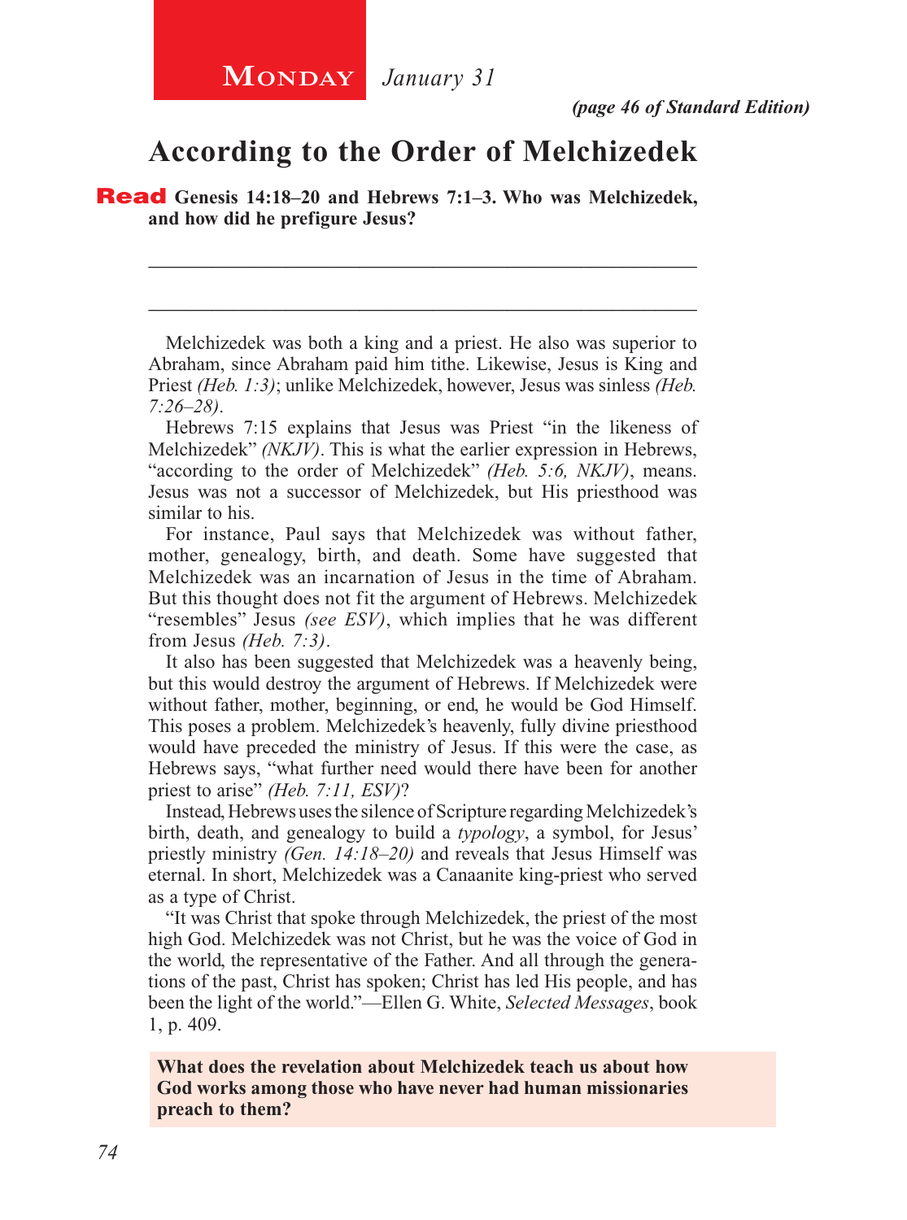**Monday** *January 31*

*(page 46 of Standard Edition)*

# According to the Order of Melchizedek

**Read Genesis 14:18–20 and Hebrews 7:1–3. Who was Melchizedek, and how did he prefigure Jesus?**

_______________________________________________________________

_______________________________________________________________

Melchizedek was both a king and a priest. He also was superior to Abraham, since Abraham paid him tithe. Likewise, Jesus is King and Priest *(Heb. 1:3)*; unlike Melchizedek, however, Jesus was sinless *(Heb. 7:26–28)*.

Hebrews 7:15 explains that Jesus was Priest "in the likeness of Melchizedek" *(NKJV)*. This is what the earlier expression in Hebrews, "according to the order of Melchizedek" *(Heb. 5:6, NKJV)*, means. Jesus was not a successor of Melchizedek, but His priesthood was similar to his.

For instance, Paul says that Melchizedek was without father, mother, genealogy, birth, and death. Some have suggested that Melchizedek was an incarnation of Jesus in the time of Abraham. But this thought does not fit the argument of Hebrews. Melchizedek "resembles" Jesus *(see ESV)*, which implies that he was different from Jesus *(Heb. 7:3)*.

It also has been suggested that Melchizedek was a heavenly being, but this would destroy the argument of Hebrews. If Melchizedek were without father, mother, beginning, or end, he would be God Himself. This poses a problem. Melchizedek's heavenly, fully divine priesthood would have preceded the ministry of Jesus. If this were the case, as Hebrews says, "what further need would there have been for another priest to arise" *(Heb. 7:11, ESV)*?

Instead, Hebrews uses the silence of Scripture regarding Melchizedek's birth, death, and genealogy to build a *typology*, a symbol, for Jesus' priestly ministry *(Gen. 14:18–20)* and reveals that Jesus Himself was eternal. In short, Melchizedek was a Canaanite king-priest who served as a type of Christ.

"It was Christ that spoke through Melchizedek, the priest of the most high God. Melchizedek was not Christ, but he was the voice of God in the world, the representative of the Father. And all through the generations of the past, Christ has spoken; Christ has led His people, and has been the light of the world."—Ellen G. White, *Selected Messages*, book 1, p. 409.

**What does the revelation about Melchizedek teach us about how God works among those who have never had human missionaries preach to them?**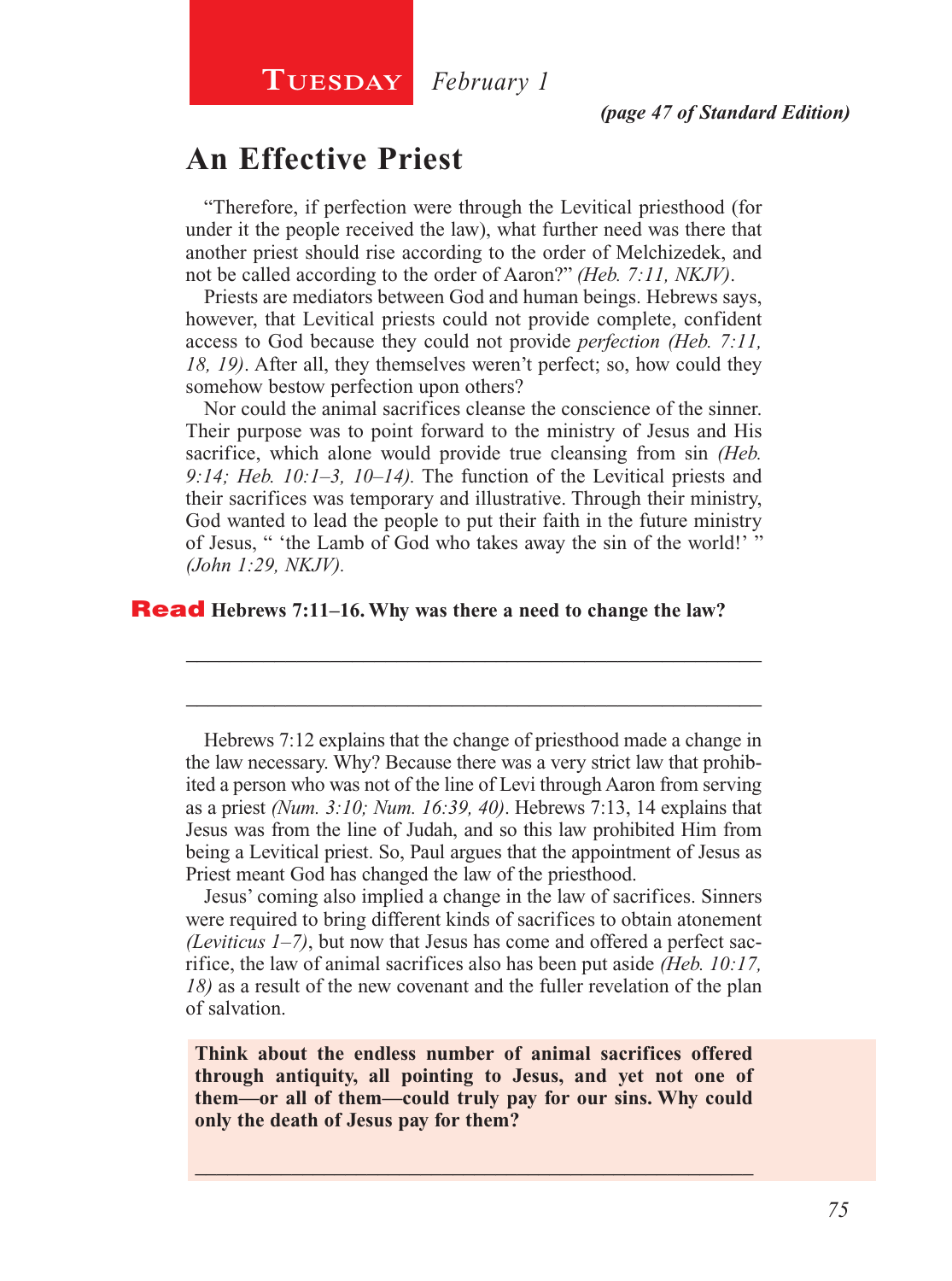**Tuesday** *February 1*

***(page 47 of Standard Edition)***

## An Effective Priest

"Therefore, if perfection were through the Levitical priesthood (for under it the people received the law), what further need was there that another priest should rise according to the order of Melchizedek, and not be called according to the order of Aaron?" *(Heb. 7:11, NKJV)*.

Priests are mediators between God and human beings. Hebrews says, however, that Levitical priests could not provide complete, confident access to God because they could not provide *perfection (Heb. 7:11, 18, 19)*. After all, they themselves weren't perfect; so, how could they somehow bestow perfection upon others?

Nor could the animal sacrifices cleanse the conscience of the sinner. Their purpose was to point forward to the ministry of Jesus and His sacrifice, which alone would provide true cleansing from sin *(Heb. 9:14; Heb. 10:1–3, 10–14).* The function of the Levitical priests and their sacrifices was temporary and illustrative. Through their ministry, God wanted to lead the people to put their faith in the future ministry of Jesus, " 'the Lamb of God who takes away the sin of the world!' " *(John 1:29, NKJV).*

**Read Hebrews 7:11–16. Why was there a need to change the law?**

_______________________________________________

_______________________________________________

Hebrews 7:12 explains that the change of priesthood made a change in the law necessary. Why? Because there was a very strict law that prohibited a person who was not of the line of Levi through Aaron from serving as a priest *(Num. 3:10; Num. 16:39, 40)*. Hebrews 7:13, 14 explains that Jesus was from the line of Judah, and so this law prohibited Him from being a Levitical priest. So, Paul argues that the appointment of Jesus as Priest meant God has changed the law of the priesthood.

Jesus' coming also implied a change in the law of sacrifices. Sinners were required to bring different kinds of sacrifices to obtain atonement *(Leviticus 1–7)*, but now that Jesus has come and offered a perfect sacrifice, the law of animal sacrifices also has been put aside *(Heb. 10:17, 18)* as a result of the new covenant and the fuller revelation of the plan of salvation.

**Think about the endless number of animal sacrifices offered through antiquity, all pointing to Jesus, and yet not one of them—or all of them—could truly pay for our sins. Why could only the death of Jesus pay for them?**

_______________________________________________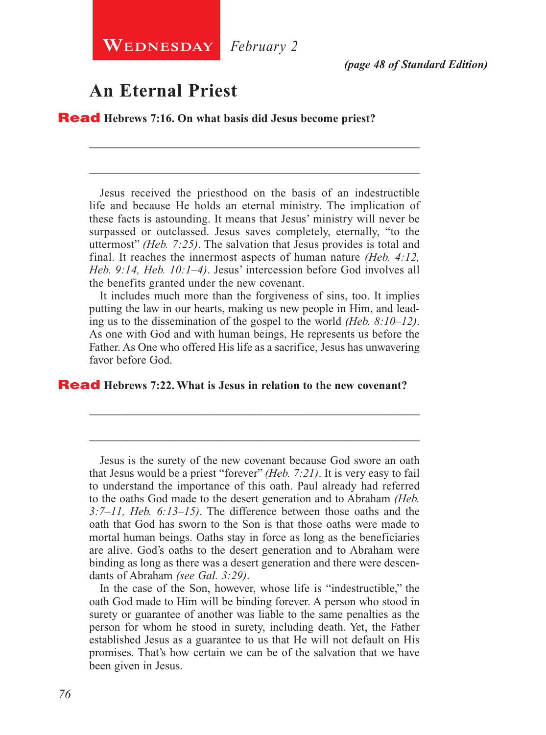**Wednesday** *February 2*

***(page 48 of Standard Edition)***

# An Eternal Priest

**Read Hebrews 7:16. On what basis did Jesus become priest?**

_______________________________________________

_______________________________________________

Jesus received the priesthood on the basis of an indestructible life and because He holds an eternal ministry. The implication of these facts is astounding. It means that Jesus' ministry will never be surpassed or outclassed. Jesus saves completely, eternally, "to the uttermost" *(Heb. 7:25)*. The salvation that Jesus provides is total and final. It reaches the innermost aspects of human nature *(Heb. 4:12, Heb. 9:14, Heb. 10:1–4)*. Jesus' intercession before God involves all the benefits granted under the new covenant.

It includes much more than the forgiveness of sins, too. It implies putting the law in our hearts, making us new people in Him, and leading us to the dissemination of the gospel to the world *(Heb. 8:10–12)*. As one with God and with human beings, He represents us before the Father. As One who offered His life as a sacrifice, Jesus has unwavering favor before God.

**Read Hebrews 7:22. What is Jesus in relation to the new covenant?**

_______________________________________________

_______________________________________________

Jesus is the surety of the new covenant because God swore an oath that Jesus would be a priest "forever" *(Heb. 7:21)*. It is very easy to fail to understand the importance of this oath. Paul already had referred to the oaths God made to the desert generation and to Abraham *(Heb. 3:7–11, Heb. 6:13–15)*. The difference between those oaths and the oath that God has sworn to the Son is that those oaths were made to mortal human beings. Oaths stay in force as long as the beneficiaries are alive. God's oaths to the desert generation and to Abraham were binding as long as there was a desert generation and there were descendants of Abraham *(see Gal. 3:29)*.

In the case of the Son, however, whose life is "indestructible," the oath God made to Him will be binding forever. A person who stood in surety or guarantee of another was liable to the same penalties as the person for whom he stood in surety, including death. Yet, the Father established Jesus as a guarantee to us that He will not default on His promises. That's how certain we can be of the salvation that we have been given in Jesus.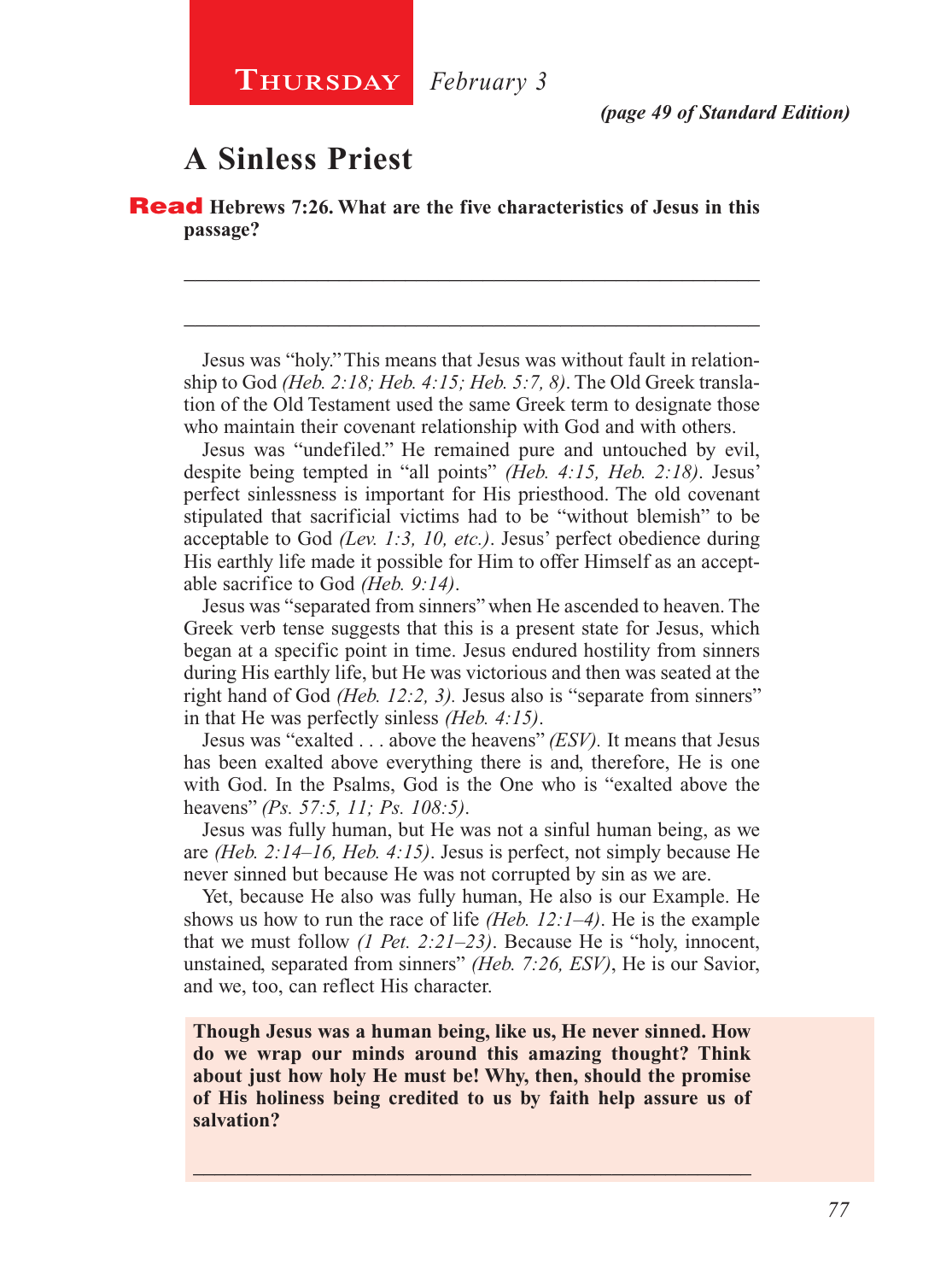**Thursday** *February 3*

***(page 49 of Standard Edition)***

# A Sinless Priest

**Read Hebrews 7:26. What are the five characteristics of Jesus in this passage?**

_______________________________________________________________

_______________________________________________________________

Jesus was "holy." This means that Jesus was without fault in relationship to God *(Heb. 2:18; Heb. 4:15; Heb. 5:7, 8)*. The Old Greek translation of the Old Testament used the same Greek term to designate those who maintain their covenant relationship with God and with others.

Jesus was "undefiled." He remained pure and untouched by evil, despite being tempted in "all points" *(Heb. 4:15, Heb. 2:18)*. Jesus' perfect sinlessness is important for His priesthood. The old covenant stipulated that sacrificial victims had to be "without blemish" to be acceptable to God *(Lev. 1:3, 10, etc.)*. Jesus' perfect obedience during His earthly life made it possible for Him to offer Himself as an acceptable sacrifice to God *(Heb. 9:14)*.

Jesus was "separated from sinners" when He ascended to heaven. The Greek verb tense suggests that this is a present state for Jesus, which began at a specific point in time. Jesus endured hostility from sinners during His earthly life, but He was victorious and then was seated at the right hand of God *(Heb. 12:2, 3)*. Jesus also is "separate from sinners" in that He was perfectly sinless *(Heb. 4:15)*.

Jesus was "exalted . . . above the heavens" *(ESV)*. It means that Jesus has been exalted above everything there is and, therefore, He is one with God. In the Psalms, God is the One who is "exalted above the heavens" *(Ps. 57:5, 11; Ps. 108:5)*.

Jesus was fully human, but He was not a sinful human being, as we are *(Heb. 2:14–16, Heb. 4:15)*. Jesus is perfect, not simply because He never sinned but because He was not corrupted by sin as we are.

Yet, because He also was fully human, He also is our Example. He shows us how to run the race of life *(Heb. 12:1–4)*. He is the example that we must follow *(1 Pet. 2:21–23)*. Because He is "holy, innocent, unstained, separated from sinners" *(Heb. 7:26, ESV)*, He is our Savior, and we, too, can reflect His character.

**Though Jesus was a human being, like us, He never sinned. How do we wrap our minds around this amazing thought? Think about just how holy He must be! Why, then, should the promise of His holiness being credited to us by faith help assure us of salvation?**

_______________________________________________________________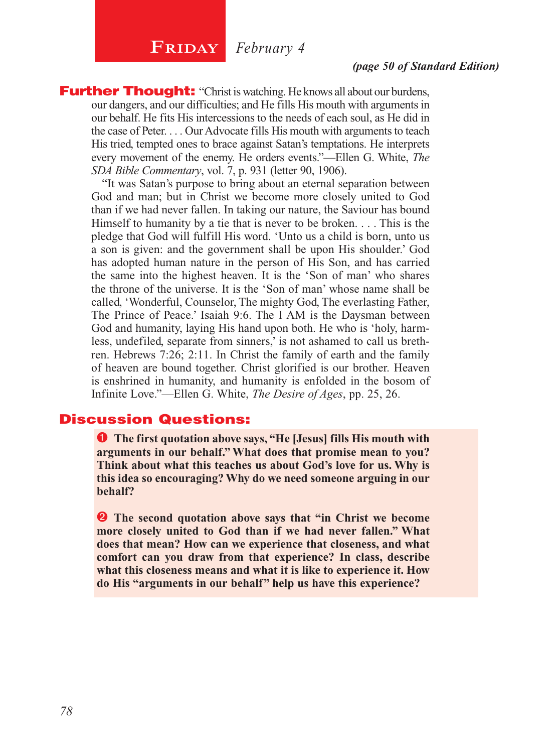# Friday *February 4*

***(page 50 of Standard Edition)***

**Further Thought:** "Christ is watching. He knows all about our burdens, our dangers, and our difficulties; and He fills His mouth with arguments in our behalf. He fits His intercessions to the needs of each soul, as He did in the case of Peter. . . . Our Advocate fills His mouth with arguments to teach His tried, tempted ones to brace against Satan's temptations. He interprets every movement of the enemy. He orders events."—Ellen G. White, *The SDA Bible Commentary*, vol. 7, p. 931 (letter 90, 1906).

"It was Satan's purpose to bring about an eternal separation between God and man; but in Christ we become more closely united to God than if we had never fallen. In taking our nature, the Saviour has bound Himself to humanity by a tie that is never to be broken. . . . This is the pledge that God will fulfill His word. 'Unto us a child is born, unto us a son is given: and the government shall be upon His shoulder.' God has adopted human nature in the person of His Son, and has carried the same into the highest heaven. It is the 'Son of man' who shares the throne of the universe. It is the 'Son of man' whose name shall be called, 'Wonderful, Counselor, The mighty God, The everlasting Father, The Prince of Peace.' Isaiah 9:6. The I AM is the Daysman between God and humanity, laying His hand upon both. He who is 'holy, harmless, undefiled, separate from sinners,' is not ashamed to call us brethren. Hebrews 7:26; 2:11. In Christ the family of earth and the family of heaven are bound together. Christ glorified is our brother. Heaven is enshrined in humanity, and humanity is enfolded in the bosom of Infinite Love."—Ellen G. White, *The Desire of Ages*, pp. 25, 26.

## Discussion Questions:

1. **The first quotation above says, "He [Jesus] fills His mouth with arguments in our behalf." What does that promise mean to you? Think about what this teaches us about God's love for us. Why is this idea so encouraging? Why do we need someone arguing in our behalf?**

2. **The second quotation above says that "in Christ we become more closely united to God than if we had never fallen." What does that mean? How can we experience that closeness, and what comfort can you draw from that experience? In class, describe what this closeness means and what it is like to experience it. How do His "arguments in our behalf" help us have this experience?**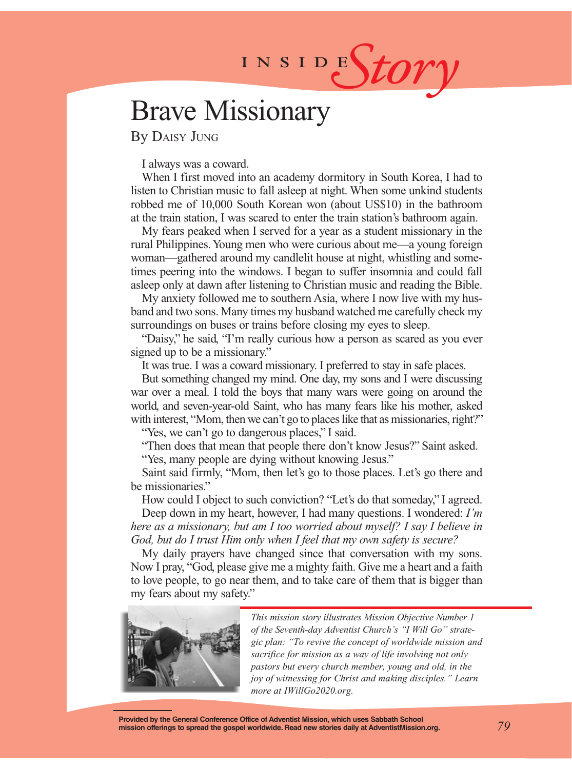INSIDE *Story*

# Brave Missionary

By Daisy Jung

I always was a coward.

When I first moved into an academy dormitory in South Korea, I had to listen to Christian music to fall asleep at night. When some unkind students robbed me of 10,000 South Korean won (about US$10) in the bathroom at the train station, I was scared to enter the train station's bathroom again.

My fears peaked when I served for a year as a student missionary in the rural Philippines. Young men who were curious about me—a young foreign woman—gathered around my candlelit house at night, whistling and sometimes peering into the windows. I began to suffer insomnia and could fall asleep only at dawn after listening to Christian music and reading the Bible.

My anxiety followed me to southern Asia, where I now live with my husband and two sons. Many times my husband watched me carefully check my surroundings on buses or trains before closing my eyes to sleep.

"Daisy," he said, "I'm really curious how a person as scared as you ever signed up to be a missionary."

It was true. I was a coward missionary. I preferred to stay in safe places.

But something changed my mind. One day, my sons and I were discussing war over a meal. I told the boys that many wars were going on around the world, and seven-year-old Saint, who has many fears like his mother, asked with interest, "Mom, then we can't go to places like that as missionaries, right?"

"Yes, we can't go to dangerous places," I said.

"Then does that mean that people there don't know Jesus?" Saint asked.

"Yes, many people are dying without knowing Jesus."

Saint said firmly, "Mom, then let's go to those places. Let's go there and be missionaries."

How could I object to such conviction? "Let's do that someday," I agreed.

Deep down in my heart, however, I had many questions. I wondered: *I'm here as a missionary, but am I too worried about myself? I say I believe in God, but do I trust Him only when I feel that my own safety is secure?*

My daily prayers have changed since that conversation with my sons. Now I pray, "God, please give me a mighty faith. Give me a heart and a faith to love people, to go near them, and to take care of them that is bigger than my fears about my safety."

*This mission story illustrates Mission Objective Number 1 of the Seventh-day Adventist Church's "I Will Go" strategic plan: "To revive the concept of worldwide mission and sacrifice for mission as a way of life involving not only pastors but every church member, young and old, in the joy of witnessing for Christ and making disciples." Learn more at IWillGo2020.org.*

**Provided by the General Conference Office of Adventist Mission, which uses Sabbath School mission offerings to spread the gospel worldwide. Read new stories daily at AdventistMission.org.**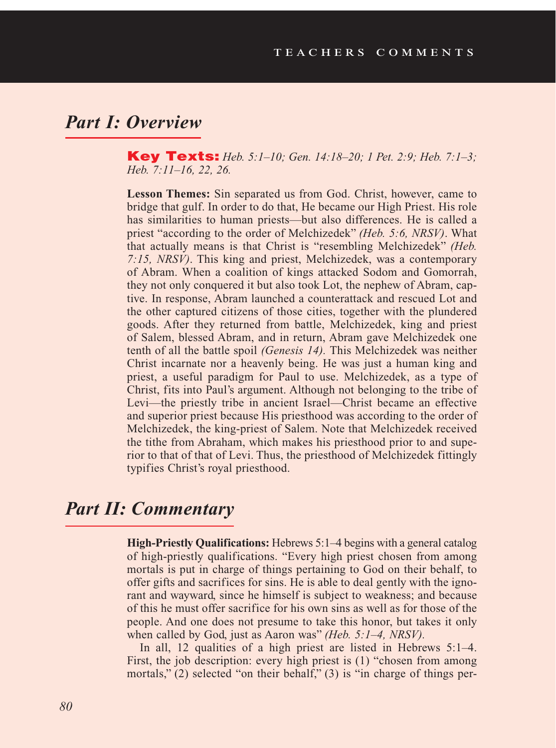## Part I: Overview

**Key Texts:** *Heb. 5:1–10; Gen. 14:18–20; 1 Pet. 2:9; Heb. 7:1–3; Heb. 7:11–16, 22, 26.*

**Lesson Themes:** Sin separated us from God. Christ, however, came to bridge that gulf. In order to do that, He became our High Priest. His role has similarities to human priests—but also differences. He is called a priest "according to the order of Melchizedek" *(Heb. 5:6, NRSV)*. What that actually means is that Christ is "resembling Melchizedek" *(Heb. 7:15, NRSV)*. This king and priest, Melchizedek, was a contemporary of Abram. When a coalition of kings attacked Sodom and Gomorrah, they not only conquered it but also took Lot, the nephew of Abram, captive. In response, Abram launched a counterattack and rescued Lot and the other captured citizens of those cities, together with the plundered goods. After they returned from battle, Melchizedek, king and priest of Salem, blessed Abram, and in return, Abram gave Melchizedek one tenth of all the battle spoil *(Genesis 14)*. This Melchizedek was neither Christ incarnate nor a heavenly being. He was just a human king and priest, a useful paradigm for Paul to use. Melchizedek, as a type of Christ, fits into Paul's argument. Although not belonging to the tribe of Levi—the priestly tribe in ancient Israel—Christ became an effective and superior priest because His priesthood was according to the order of Melchizedek, the king-priest of Salem. Note that Melchizedek received the tithe from Abraham, which makes his priesthood prior to and superior to that of that of Levi. Thus, the priesthood of Melchizedek fittingly typifies Christ's royal priesthood.

## Part II: Commentary

**High-Priestly Qualifications:** Hebrews 5:1–4 begins with a general catalog of high-priestly qualifications. "Every high priest chosen from among mortals is put in charge of things pertaining to God on their behalf, to offer gifts and sacrifices for sins. He is able to deal gently with the ignorant and wayward, since he himself is subject to weakness; and because of this he must offer sacrifice for his own sins as well as for those of the people. And one does not presume to take this honor, but takes it only when called by God, just as Aaron was" *(Heb. 5:1–4, NRSV)*.

In all, 12 qualities of a high priest are listed in Hebrews 5:1–4. First, the job description: every high priest is (1) "chosen from among mortals," (2) selected "on their behalf," (3) is "in charge of things per-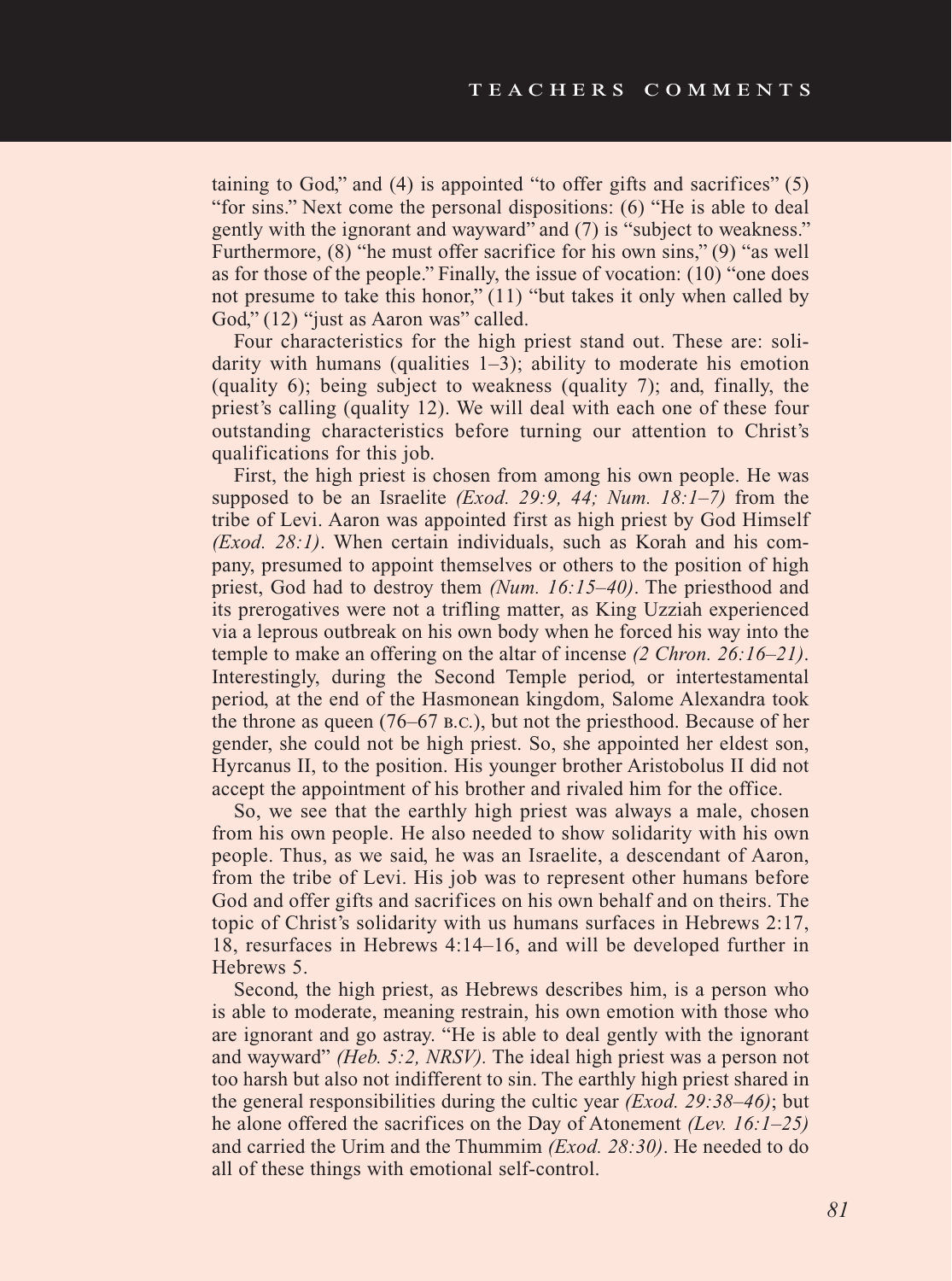taining to God," and (4) is appointed "to offer gifts and sacrifices" (5) "for sins." Next come the personal dispositions: (6) "He is able to deal gently with the ignorant and wayward" and (7) is "subject to weakness." Furthermore, (8) "he must offer sacrifice for his own sins," (9) "as well as for those of the people." Finally, the issue of vocation: (10) "one does not presume to take this honor," (11) "but takes it only when called by God," (12) "just as Aaron was" called.

Four characteristics for the high priest stand out. These are: solidarity with humans (qualities 1–3); ability to moderate his emotion (quality 6); being subject to weakness (quality 7); and, finally, the priest's calling (quality 12). We will deal with each one of these four outstanding characteristics before turning our attention to Christ's qualifications for this job.

First, the high priest is chosen from among his own people. He was supposed to be an Israelite *(Exod. 29:9, 44; Num. 18:1–7)* from the tribe of Levi. Aaron was appointed first as high priest by God Himself *(Exod. 28:1)*. When certain individuals, such as Korah and his company, presumed to appoint themselves or others to the position of high priest, God had to destroy them *(Num. 16:15–40)*. The priesthood and its prerogatives were not a trifling matter, as King Uzziah experienced via a leprous outbreak on his own body when he forced his way into the temple to make an offering on the altar of incense *(2 Chron. 26:16–21)*. Interestingly, during the Second Temple period, or intertestamental period, at the end of the Hasmonean kingdom, Salome Alexandra took the throne as queen (76–67 B.C.), but not the priesthood. Because of her gender, she could not be high priest. So, she appointed her eldest son, Hyrcanus II, to the position. His younger brother Aristobolus II did not accept the appointment of his brother and rivaled him for the office.

So, we see that the earthly high priest was always a male, chosen from his own people. He also needed to show solidarity with his own people. Thus, as we said, he was an Israelite, a descendant of Aaron, from the tribe of Levi. His job was to represent other humans before God and offer gifts and sacrifices on his own behalf and on theirs. The topic of Christ's solidarity with us humans surfaces in Hebrews 2:17, 18, resurfaces in Hebrews 4:14–16, and will be developed further in Hebrews 5.

Second, the high priest, as Hebrews describes him, is a person who is able to moderate, meaning restrain, his own emotion with those who are ignorant and go astray. "He is able to deal gently with the ignorant and wayward" *(Heb. 5:2, NRSV).* The ideal high priest was a person not too harsh but also not indifferent to sin. The earthly high priest shared in the general responsibilities during the cultic year *(Exod. 29:38–46)*; but he alone offered the sacrifices on the Day of Atonement *(Lev. 16:1–25)* and carried the Urim and the Thummim *(Exod. 28:30)*. He needed to do all of these things with emotional self-control.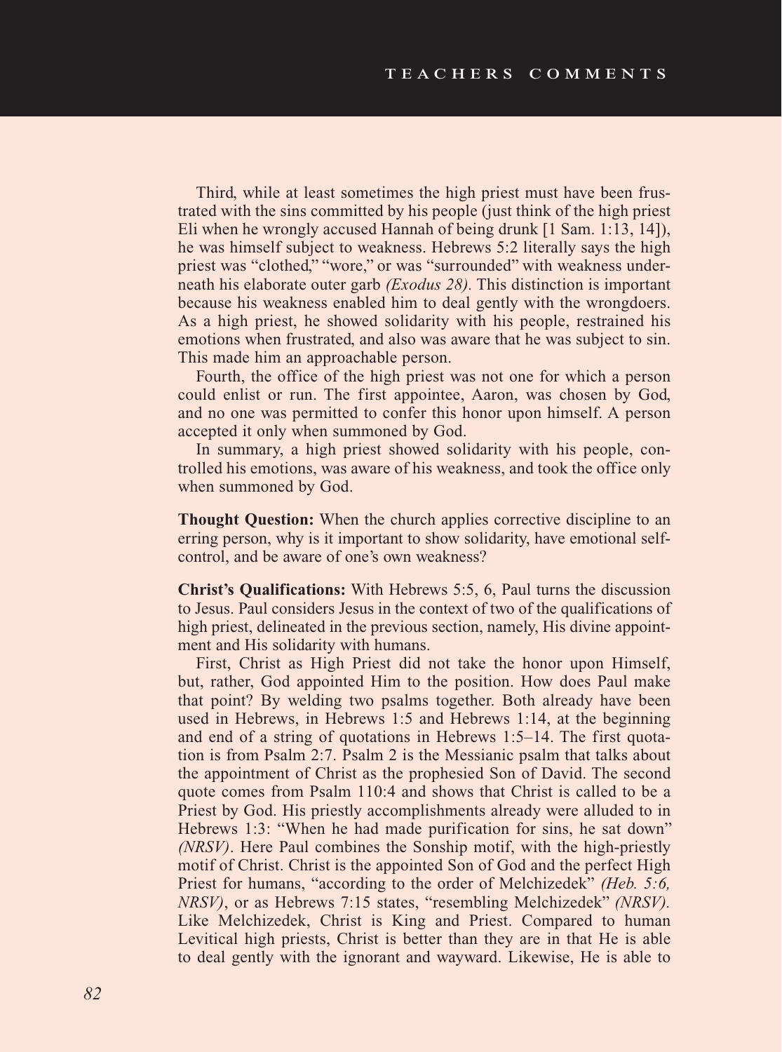Third, while at least sometimes the high priest must have been frustrated with the sins committed by his people (just think of the high priest Eli when he wrongly accused Hannah of being drunk [1 Sam. 1:13, 14]), he was himself subject to weakness. Hebrews 5:2 literally says the high priest was "clothed," "wore," or was "surrounded" with weakness underneath his elaborate outer garb *(Exodus 28)*. This distinction is important because his weakness enabled him to deal gently with the wrongdoers. As a high priest, he showed solidarity with his people, restrained his emotions when frustrated, and also was aware that he was subject to sin. This made him an approachable person.

Fourth, the office of the high priest was not one for which a person could enlist or run. The first appointee, Aaron, was chosen by God, and no one was permitted to confer this honor upon himself. A person accepted it only when summoned by God.

In summary, a high priest showed solidarity with his people, controlled his emotions, was aware of his weakness, and took the office only when summoned by God.

**Thought Question:** When the church applies corrective discipline to an erring person, why is it important to show solidarity, have emotional self-control, and be aware of one's own weakness?

**Christ's Qualifications:** With Hebrews 5:5, 6, Paul turns the discussion to Jesus. Paul considers Jesus in the context of two of the qualifications of high priest, delineated in the previous section, namely, His divine appointment and His solidarity with humans.

First, Christ as High Priest did not take the honor upon Himself, but, rather, God appointed Him to the position. How does Paul make that point? By welding two psalms together. Both already have been used in Hebrews, in Hebrews 1:5 and Hebrews 1:14, at the beginning and end of a string of quotations in Hebrews 1:5–14. The first quotation is from Psalm 2:7. Psalm 2 is the Messianic psalm that talks about the appointment of Christ as the prophesied Son of David. The second quote comes from Psalm 110:4 and shows that Christ is called to be a Priest by God. His priestly accomplishments already were alluded to in Hebrews 1:3: "When he had made purification for sins, he sat down" *(NRSV)*. Here Paul combines the Sonship motif, with the high-priestly motif of Christ. Christ is the appointed Son of God and the perfect High Priest for humans, "according to the order of Melchizedek" *(Heb. 5:6, NRSV)*, or as Hebrews 7:15 states, "resembling Melchizedek" *(NRSV)*. Like Melchizedek, Christ is King and Priest. Compared to human Levitical high priests, Christ is better than they are in that He is able to deal gently with the ignorant and wayward. Likewise, He is able to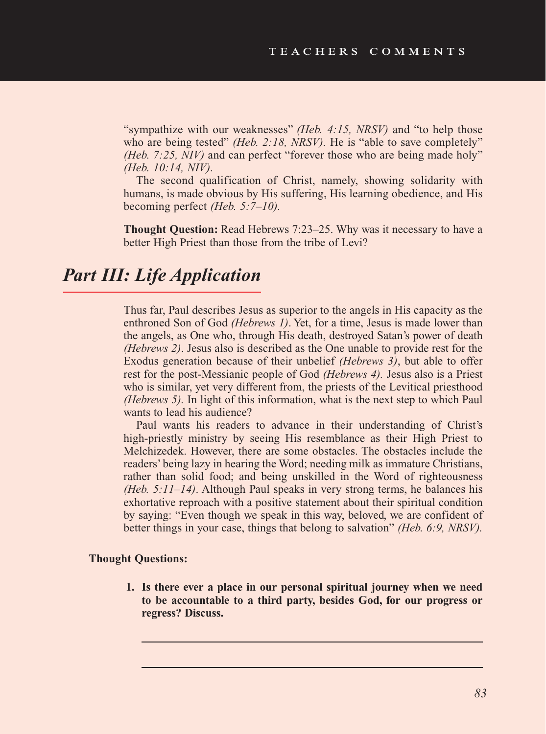"sympathize with our weaknesses" *(Heb. 4:15, NRSV)* and "to help those who are being tested" *(Heb. 2:18, NRSV).* He is "able to save completely" *(Heb. 7:25, NIV)* and can perfect "forever those who are being made holy" *(Heb. 10:14, NIV).*

The second qualification of Christ, namely, showing solidarity with humans, is made obvious by His suffering, His learning obedience, and His becoming perfect *(Heb. 5:7–10).*

**Thought Question:** Read Hebrews 7:23–25. Why was it necessary to have a better High Priest than those from the tribe of Levi?

## *Part III: Life Application*

Thus far, Paul describes Jesus as superior to the angels in His capacity as the enthroned Son of God *(Hebrews 1)*. Yet, for a time, Jesus is made lower than the angels, as One who, through His death, destroyed Satan's power of death *(Hebrews 2)*. Jesus also is described as the One unable to provide rest for the Exodus generation because of their unbelief *(Hebrews 3)*, but able to offer rest for the post-Messianic people of God *(Hebrews 4).* Jesus also is a Priest who is similar, yet very different from, the priests of the Levitical priesthood *(Hebrews 5).* In light of this information, what is the next step to which Paul wants to lead his audience?

Paul wants his readers to advance in their understanding of Christ's high-priestly ministry by seeing His resemblance as their High Priest to Melchizedek. However, there are some obstacles. The obstacles include the readers' being lazy in hearing the Word; needing milk as immature Christians, rather than solid food; and being unskilled in the Word of righteousness *(Heb. 5:11–14)*. Although Paul speaks in very strong terms, he balances his exhortative reproach with a positive statement about their spiritual condition by saying: "Even though we speak in this way, beloved, we are confident of better things in your case, things that belong to salvation" *(Heb. 6:9, NRSV).*

**Thought Questions:**

1. **Is there ever a place in our personal spiritual journey when we need to be accountable to a third party, besides God, for our progress or regress? Discuss.**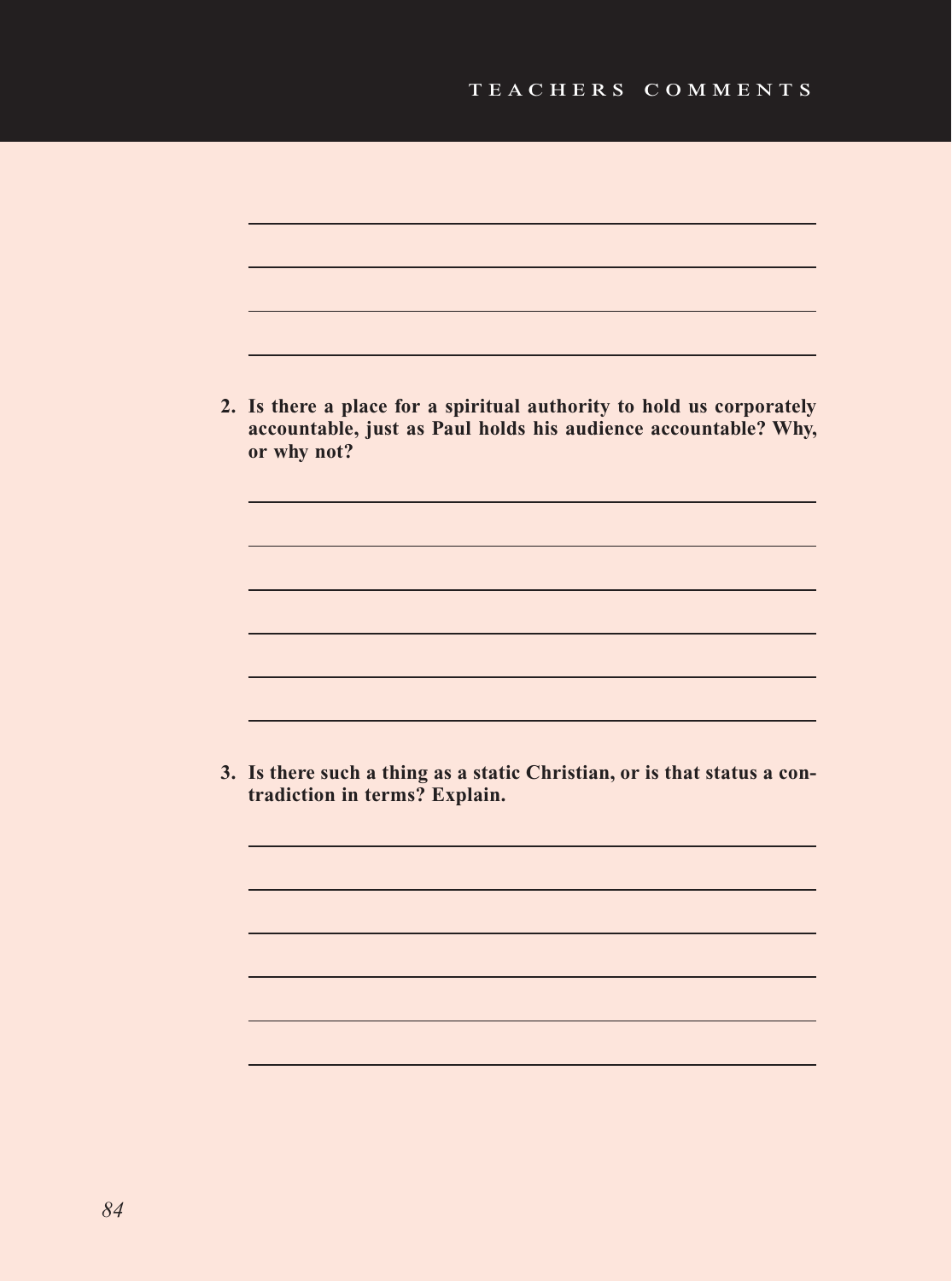2. **Is there a place for a spiritual authority to hold us corporately accountable, just as Paul holds his audience accountable? Why, or why not?**

3. **Is there such a thing as a static Christian, or is that status a contradiction in terms? Explain.**